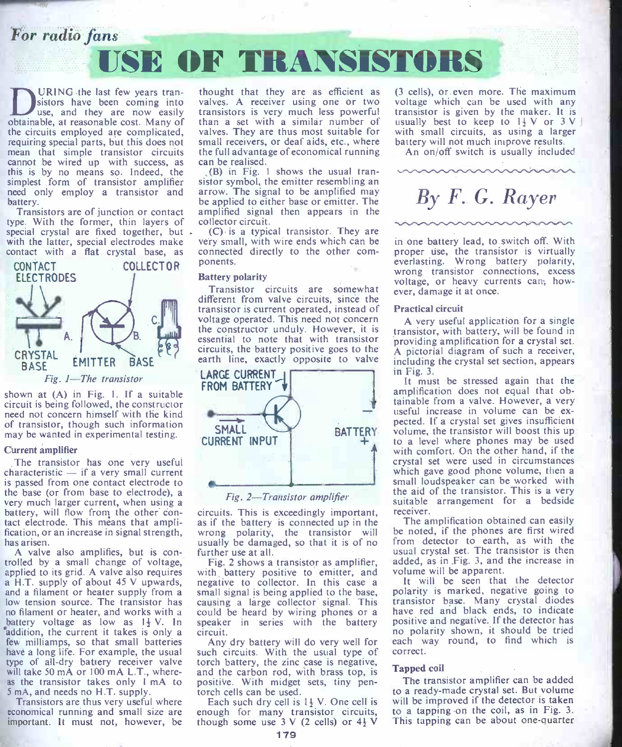*For radio fans*

# USE OF TRANSISTORS

## *By F. G. Rayer*

DURING the last few years transistors have been coming into use, and they are now easily obtainable, at reasonable cost. Many of the circuits employed are complicated, requiring special parts, but this does not mean that simple transistor circuits cannot be wired up with success, as this is by no means so. Indeed, the simplest form of transistor amplifier need only employ a transistor and battery.

Transistors are of junction or contact type. With the former, thin layers of special crystal are fixed together, but with the latter, special electrodes make contact with a flat crystal base, as shown at (A) in Fig. 1. If a suitable circuit is being followed, the constructor need not concern himself with the kind of transistor, though such information may be wanted in experimental testing.

CONTACT ELECTRODES — COLLECTOR — A. — B. — C. — CRYSTAL BASE — EMITTER — BASE

*Fig. 1—The transistor*

### Current amplifier

The transistor has one very useful characteristic — if a very small current is passed from one contact electrode to the base (or from base to electrode), a very much larger current, when using a battery, will flow from the other contact electrode. This means that amplification, or an increase in signal strength, has arisen.

A valve also amplifies, but is controlled by a small change of voltage, applied to its grid. A valve also requires a H.T. supply of about 45 V upwards, and a filament or heater supply from a low tension source. The transistor has no filament or heater, and works with a battery voltage as low as 1½ V. In addition, the current it takes is only a few milliamps, so that small batteries have a long life. For example, the usual type of all-dry battery receiver valve will take 50 mA or 100 mA L.T., whereas the transistor takes only 1 mA to 5 mA, and needs no H.T. supply.

Transistors are thus very useful where economical running and small size are important. It must not, however, be thought that they are as efficient as valves. A receiver using one or two transistors is very much less powerful than a set with a similar number of valves. They are thus most suitable for small receivers, or deaf aids, etc., where the full advantage of economical running can be realised.

(B) in Fig. 1 shows the usual transistor symbol, the emitter resembling an arrow. The signal to be amplified may be applied to either base or emitter. The amplified signal then appears in the collector circuit.

(C) is a typical transistor. They are very small, with wire ends which can be connected directly to the other components.

### Battery polarity

Transistor circuits are somewhat different from valve circuits, since the transistor is current operated, instead of voltage operated. This need not concern the constructor unduly. However, it is essential to note that with transistor circuits, the battery positive goes to the earth line, exactly opposite to valve circuits. This is exceedingly important, as if the battery is connected up in the wrong polarity, the transistor will usually be damaged, so that it is of no further use at all.

LARGE CURRENT FROM BATTERY — SMALL CURRENT INPUT — BATTERY — + 

*Fig. 2—Transistor amplifier*

Fig. 2 shows a transistor as amplifier, with battery positive to emitter, and negative to collector. In this case a small signal is being applied to the base, causing a large collector signal. This could be heard by wiring phones or a speaker in series with the battery circuit.

Any dry battery will do very well for such circuits. With the usual type of torch battery, the zinc case is negative, and the carbon rod, with brass top, is positive. With midget sets, tiny pen-torch cells can be used.

Each such dry cell is 1½ V. One cell is enough for many transistor circuits, though some use 3 V (2 cells) or 4½ V (3 cells), or even more. The maximum voltage which can be used with any transistor is given by the maker. It is usually best to keep to 1½ V or 3 V with small circuits, as using a larger battery will not much improve results.

An on/off switch is usually included in one battery lead, to switch off. With proper use, the transistor is virtually everlasting. Wrong battery polarity, wrong transistor connections, excess voltage, or heavy currents can, however, damage it at once.

### Practical circuit

A very useful application for a single transistor, with battery, will be found in providing amplification for a crystal set. A pictorial diagram of such a receiver, including the crystal set section, appears in Fig. 3.

It must be stressed again that the amplification does not equal that obtainable from a valve. However, a very useful increase in volume can be expected. If a crystal set gives insufficient volume, the transistor will boost this up to a level where phones may be used with comfort. On the other hand, if the crystal set were used in circumstances which gave good phone volume, then a small loudspeaker can be worked with the aid of the transistor. This is a very suitable arrangement for a bedside receiver.

The amplification obtained can easily be noted, if the phones are first wired from detector to earth, as with the usual crystal set. The transistor is then added, as in Fig. 3, and the increase in volume will be apparent.

It will be seen that the detector polarity is marked, negative going to transistor base. Many crystal diodes have red and black ends, to indicate positive and negative. If the detector has no polarity shown, it should be tried each way round, to find which is correct.

### Tapped coil

The transistor amplifier can be added to a ready-made crystal set. But volume will be improved if the detector is taken to a tapping on the coil, as in Fig. 3. This tapping can be about one-quarter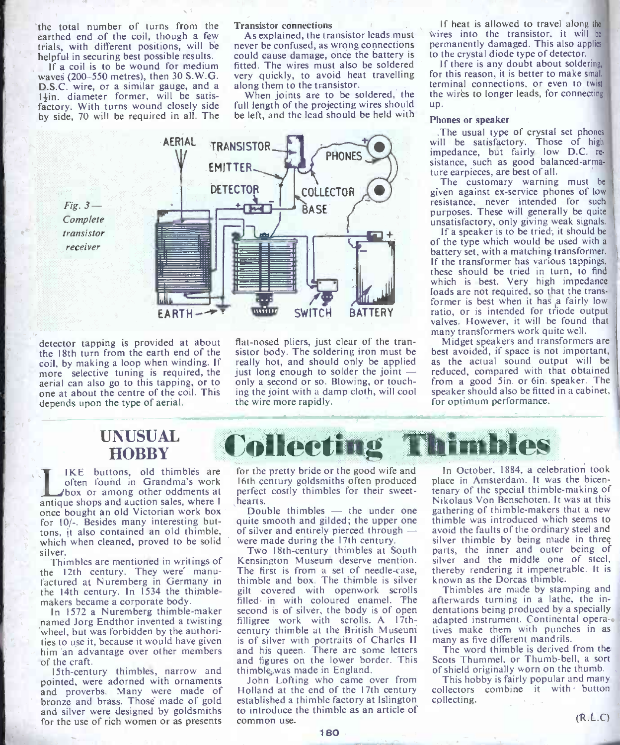the total number of turns from the earthed end of the coil, though a few trials, with different positions, will be helpful in securing best possible results.

If a coil is to be wound for medium waves (200–550 metres), then 30 S.W.G. D.S.C. wire, or a similar gauge, and a 1½in. diameter former, will be satisfactory. With turns wound closely side by side, 70 will be required in all. The detector tapping is provided at about the 18th turn from the earth end of the coil, by making a loop when winding. If more selective tuning is required, the aerial can also go to this tapping, or to one at about the centre of the coil. This depends upon the type of aerial.

AERIAL
TRANSISTOR
EMITTER
DETECTOR
PHONES
COLLECTOR
BASE
EARTH
SWITCH
BATTERY

*Fig. 3—Complete transistor receiver*

### Transistor connections

As explained, the transistor leads must never be confused, as wrong connections could cause damage, once the battery is fitted. The wires must also be soldered very quickly, to avoid heat travelling along them to the transistor.

When joints are to be soldered, the full length of the projecting wires should be left, and the lead should be held with flat-nosed pliers, just clear of the transistor body. The soldering iron must be really hot, and should only be applied just long enough to solder the joint — only a second or so. Blowing, or touching the joint with a damp cloth, will cool the wire more rapidly.

If heat is allowed to travel along the wires into the transistor, it will be permanently damaged. This also applies to the crystal diode type of detector.

If there is any doubt about soldering, for this reason, it is better to make small terminal connections, or even to twist the wires to longer leads, for connecting up.

### Phones or speaker

The usual type of crystal set phones will be satisfactory. Those of high impedance, but fairly low D.C. resistance, such as good balanced-armature earpieces, are best of all.

The customary warning must be given against ex-service phones of low resistance, never intended for such purposes. These will generally be quite unsatisfactory, only giving weak signals.

If a speaker is to be tried, it should be of the type which would be used with a battery set, with a matching transformer. If the transformer has various tappings, these should be tried in turn, to find which is best. Very high impedance loads are not required, so that the transformer is best when it has a fairly low ratio, or is intended for triode output valves. However, it will be found that many transformers work quite well.

Midget speakers and transformers are best avoided, if space is not important, as the actual sound output will be reduced, compared with that obtained from a good 5in. or 6in. speaker. The speaker should also be fitted in a cabinet, for optimum performance.

## UNUSUAL HOBBY

# Collecting Thimbles

LIKE buttons, old thimbles are often found in Grandma's work box or among other oddments at antique shops and auction sales, where I once bought an old Victorian work box for 10/-. Besides many interesting buttons, it also contained an old thimble, which when cleaned, proved to be solid silver.

Thimbles are mentioned in writings of the 12th century. They were manufactured at Nuremberg in Germany in the 14th century. In 1534 the thimble-makers became a corporate body.

In 1572 a Nuremberg thimble-maker named Jorg Endthor invented a twisting wheel, but was forbidden by the authorities to use it, because it would have given him an advantage over other members of the craft.

15th-century thimbles, narrow and pointed, were adorned with ornaments and proverbs. Many were made of bronze and brass. Those made of gold and silver were designed by goldsmiths for the use of rich women or as presents for the pretty bride or the good wife and 16th century goldsmiths often produced perfect costly thimbles for their sweethearts.

Double thimbles — the under one quite smooth and gilded; the upper one of silver and entirely pierced through — were made during the 17th century.

Two 18th-century thimbles at South Kensington Museum deserve mention. The first is from a set of needle-case, thimble and box. The thimble is silver gilt covered with openwork scrolls filled in with coloured enamel. The second is of silver, the body is of open filligree work with scrolls. A 17th-century thimble at the British Museum is of silver with portraits of Charles II and his queen. There are some letters and figures on the lower border. This thimble was made in England.

John Lofting who came over from Holland at the end of the 17th century established a thimble factory at Islington to introduce the thimble as an article of common use.

In October, 1884, a celebration took place in Amsterdam. It was the bicentenary of the special thimble-making of Nikolaus Von Benschoten. It was at this gathering of thimble-makers that a new thimble was introduced which seems to avoid the faults of the ordinary steel and silver thimble by being made in three parts, the inner and outer being of silver and the middle one of steel, thereby rendering it impenetrable. It is known as the Dorcas thimble.

Thimbles are made by stamping and afterwards turning in a lathe, the indentations being produced by a specially adapted instrument. Continental operatives make them with punches in as many as five different mandrils.

The word thimble is derived from the Scots Thummel, or Thumb-bell, a sort of shield originally worn on the thumb.

This hobby is fairly popular and many collectors combine it with button collecting.

(R.L.C)